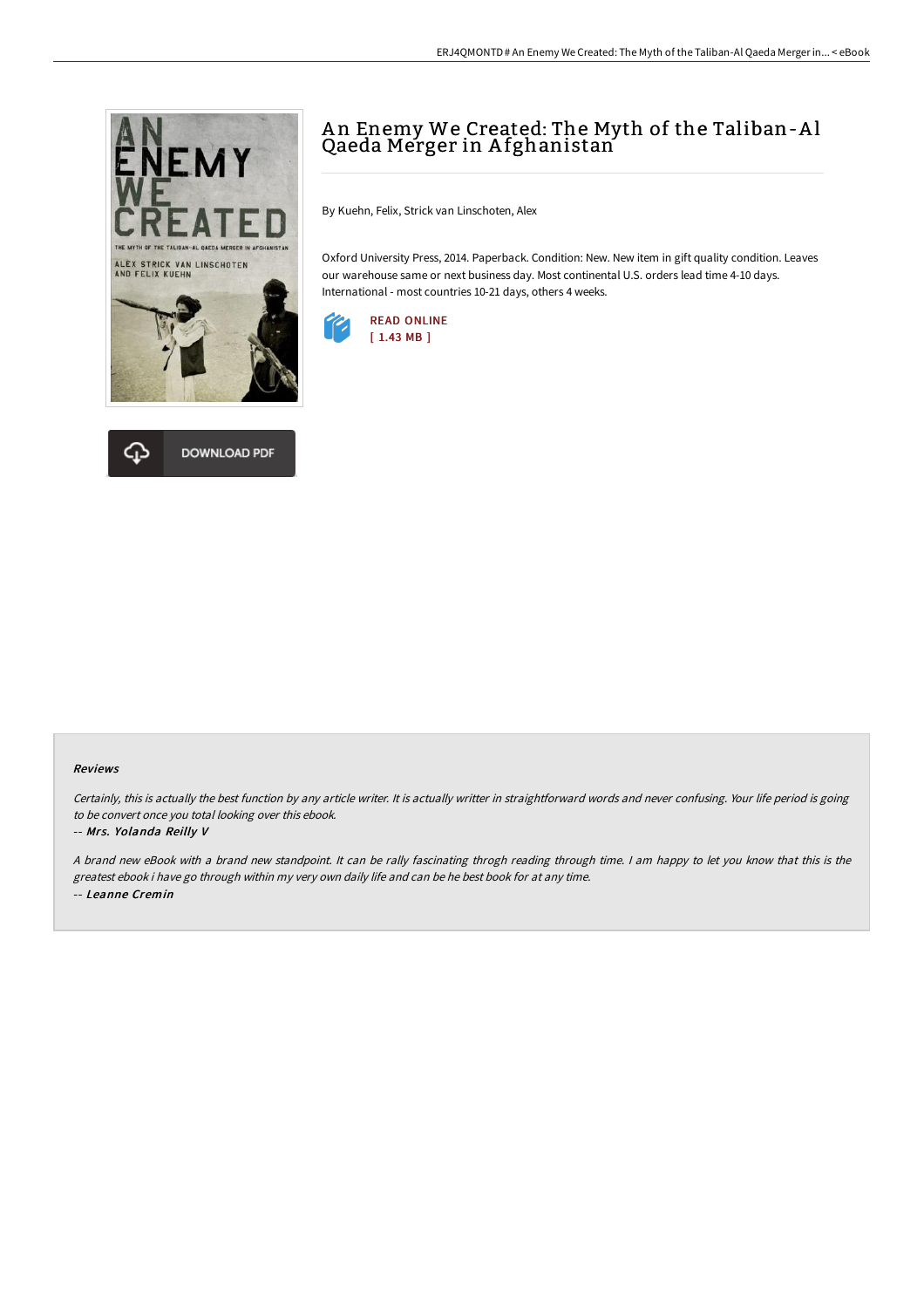# An Enemy We Created: The Myth of the Taliban-Al Qaeda Merger in Afghanistan

By Kuehn, Felix, Strick van Linschoten, Alex

Oxford University Press, 2014. Paperback. Condition: New. New item in gift quality condition. Leaves our warehouse same or next business day. Most continental U.S. orders lead time 4-10 days. International - most countries 10-21 days, others 4 weeks.

READ ONLINE
[ 1.43 MB ]

DOWNLOAD PDF

### Reviews

*Certainly, this is actually the best function by any article writer. It is actually writter in straightforward words and never confusing. Your life period is going to be convert once you total looking over this ebook.*

-- ***Mrs. Yolanda Reilly V***

*A brand new eBook with a brand new standpoint. It can be rally fascinating throgh reading through time. I am happy to let you know that this is the greatest ebook i have go through within my very own daily life and can be he best book for at any time.*

-- ***Leanne Cremin***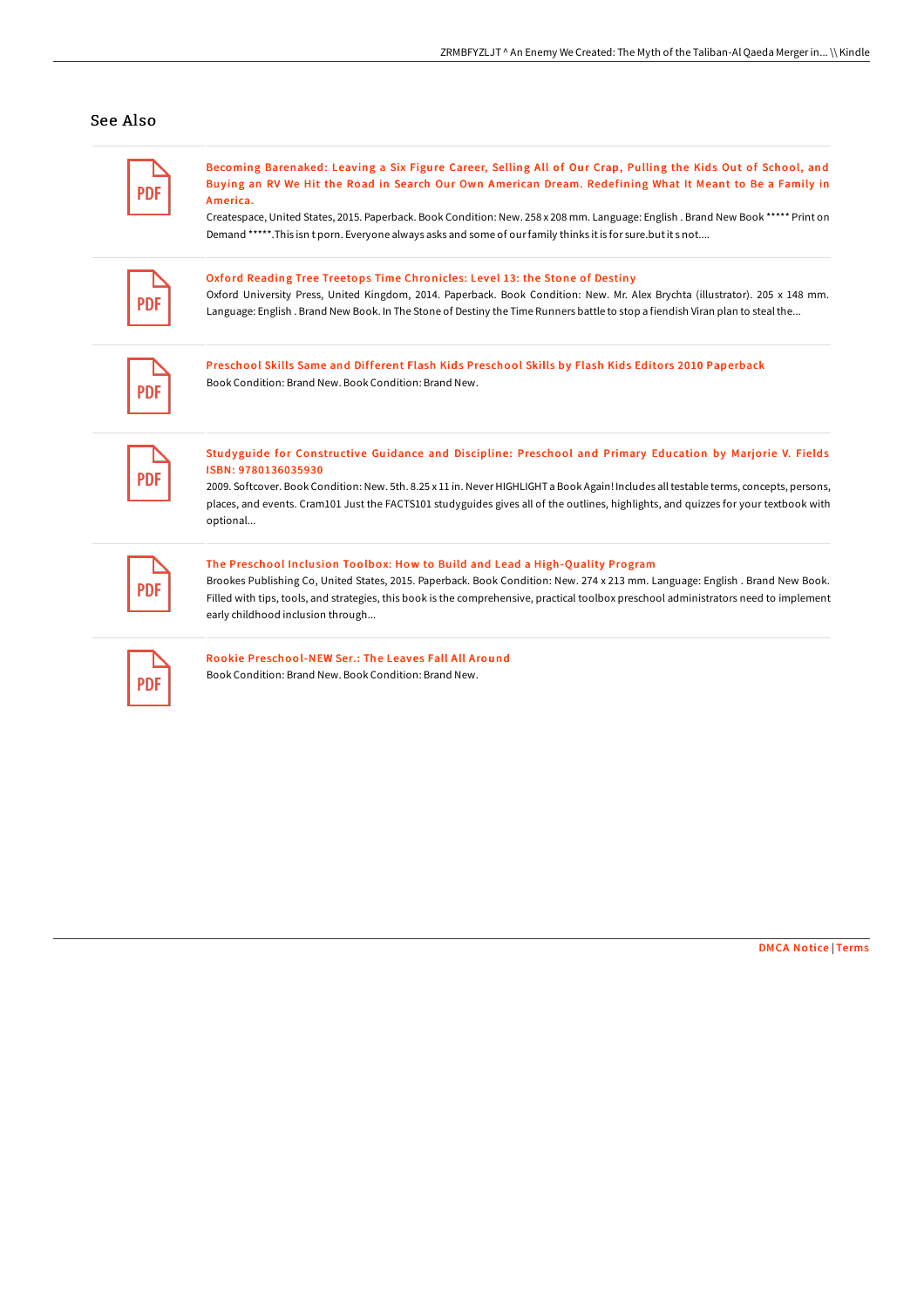## See Also

**Becoming Barenaked: Leaving a Six Figure Career, Selling All of Our Crap, Pulling the Kids Out of School, and Buying an RV We Hit the Road in Search Our Own American Dream. Redefining What It Meant to Be a Family in America.**

Createspace, United States, 2015. Paperback. Book Condition: New. 258 x 208 mm. Language: English . Brand New Book ***** Print on Demand *****.This isn t porn. Everyone always asks and some of our family thinks it is for sure.but it s not....

**Oxford Reading Tree Treetops Time Chronicles: Level 13: the Stone of Destiny**

Oxford University Press, United Kingdom, 2014. Paperback. Book Condition: New. Mr. Alex Brychta (illustrator). 205 x 148 mm. Language: English . Brand New Book. In The Stone of Destiny the Time Runners battle to stop a fiendish Viran plan to steal the...

**Preschool Skills Same and Different Flash Kids Preschool Skills by Flash Kids Editors 2010 Paperback**

Book Condition: Brand New. Book Condition: Brand New.

**Studyguide for Constructive Guidance and Discipline: Preschool and Primary Education by Marjorie V. Fields ISBN: 9780136035930**

2009. Softcover. Book Condition: New. 5th. 8.25 x 11 in. Never HIGHLIGHT a Book Again! Includes all testable terms, concepts, persons, places, and events. Cram101 Just the FACTS101 studyguides gives all of the outlines, highlights, and quizzes for your textbook with optional...

**The Preschool Inclusion Toolbox: How to Build and Lead a High-Quality Program**

Brookes Publishing Co, United States, 2015. Paperback. Book Condition: New. 274 x 213 mm. Language: English . Brand New Book. Filled with tips, tools, and strategies, this book is the comprehensive, practical toolbox preschool administrators need to implement early childhood inclusion through...

**Rookie Preschool-NEW Ser.: The Leaves Fall All Around**

Book Condition: Brand New. Book Condition: Brand New.